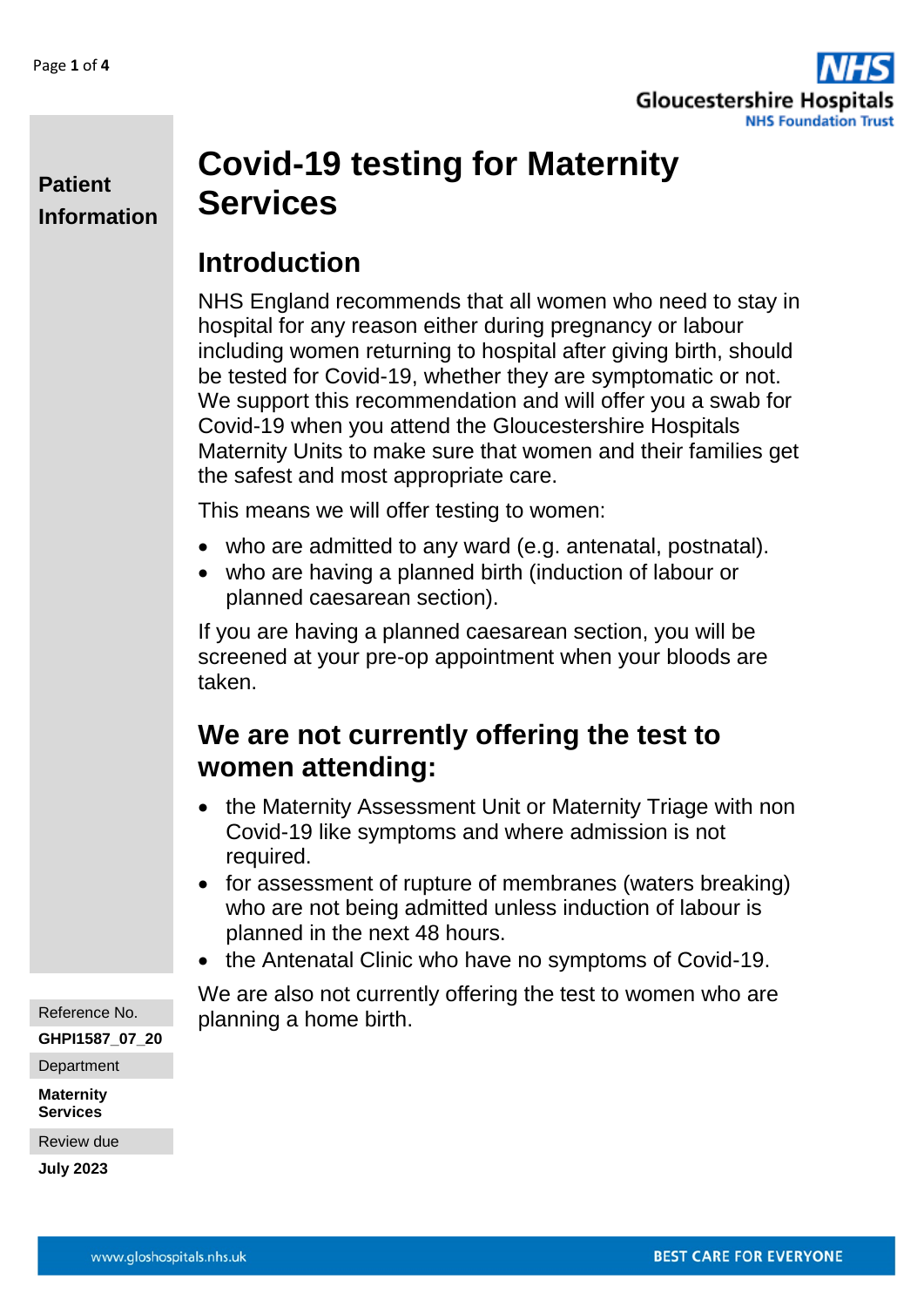**Patient Information**

# Covid-19 testing for Maternity Services

## Introduction

NHS England recommends that all women who need to stay in hospital for any reason either during pregnancy or labour including women returning to hospital after giving birth, should be tested for Covid-19, whether they are symptomatic or not. We support this recommendation and will offer you a swab for Covid-19 when you attend the Gloucestershire Hospitals Maternity Units to make sure that women and their families get the safest and most appropriate care.

This means we will offer testing to women:

- who are admitted to any ward (e.g. antenatal, postnatal).
- who are having a planned birth (induction of labour or planned caesarean section).

If you are having a planned caesarean section, you will be screened at your pre-op appointment when your bloods are taken.

## We are not currently offering the test to women attending:

- the Maternity Assessment Unit or Maternity Triage with non Covid-19 like symptoms and where admission is not required.
- for assessment of rupture of membranes (waters breaking) who are not being admitted unless induction of labour is planned in the next 48 hours.
- the Antenatal Clinic who have no symptoms of Covid-19.

We are also not currently offering the test to women who are planning a home birth.

Reference No.
**GHPI1587_07_20**

Department
**Maternity Services**

Review due
**July 2023**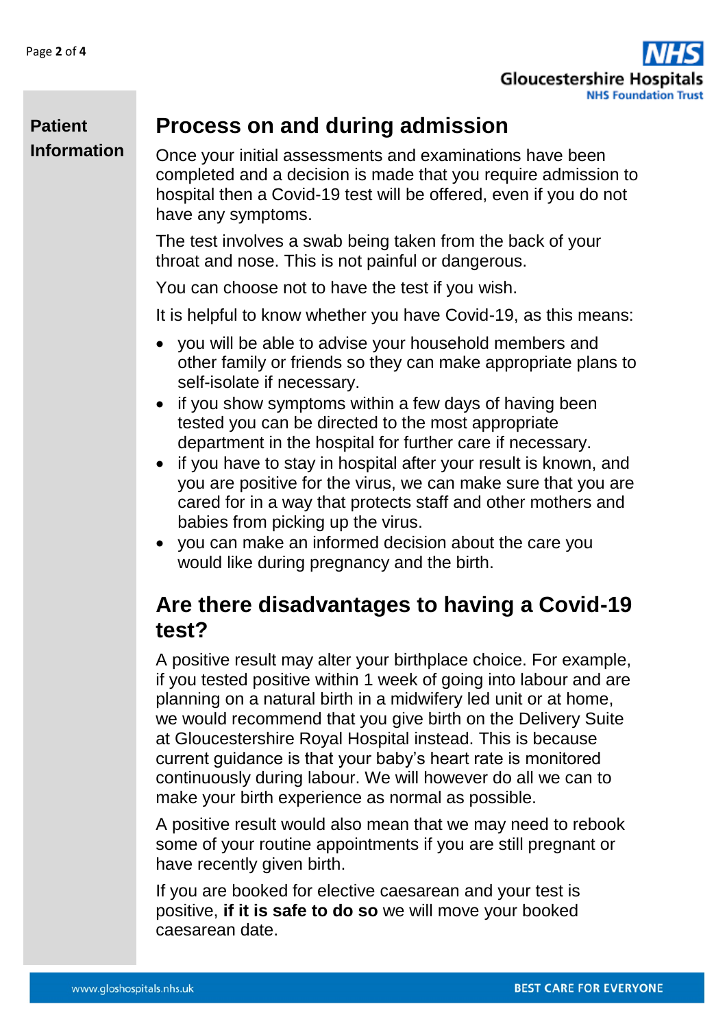## Process on and during admission

Once your initial assessments and examinations have been completed and a decision is made that you require admission to hospital then a Covid-19 test will be offered, even if you do not have any symptoms.

The test involves a swab being taken from the back of your throat and nose. This is not painful or dangerous.

You can choose not to have the test if you wish.

It is helpful to know whether you have Covid-19, as this means:

- you will be able to advise your household members and other family or friends so they can make appropriate plans to self-isolate if necessary.
- if you show symptoms within a few days of having been tested you can be directed to the most appropriate department in the hospital for further care if necessary.
- if you have to stay in hospital after your result is known, and you are positive for the virus, we can make sure that you are cared for in a way that protects staff and other mothers and babies from picking up the virus.
- you can make an informed decision about the care you would like during pregnancy and the birth.

## Are there disadvantages to having a Covid-19 test?

A positive result may alter your birthplace choice. For example, if you tested positive within 1 week of going into labour and are planning on a natural birth in a midwifery led unit or at home, we would recommend that you give birth on the Delivery Suite at Gloucestershire Royal Hospital instead. This is because current guidance is that your baby's heart rate is monitored continuously during labour. We will however do all we can to make your birth experience as normal as possible.

A positive result would also mean that we may need to rebook some of your routine appointments if you are still pregnant or have recently given birth.

If you are booked for elective caesarean and your test is positive, **if it is safe to do so** we will move your booked caesarean date.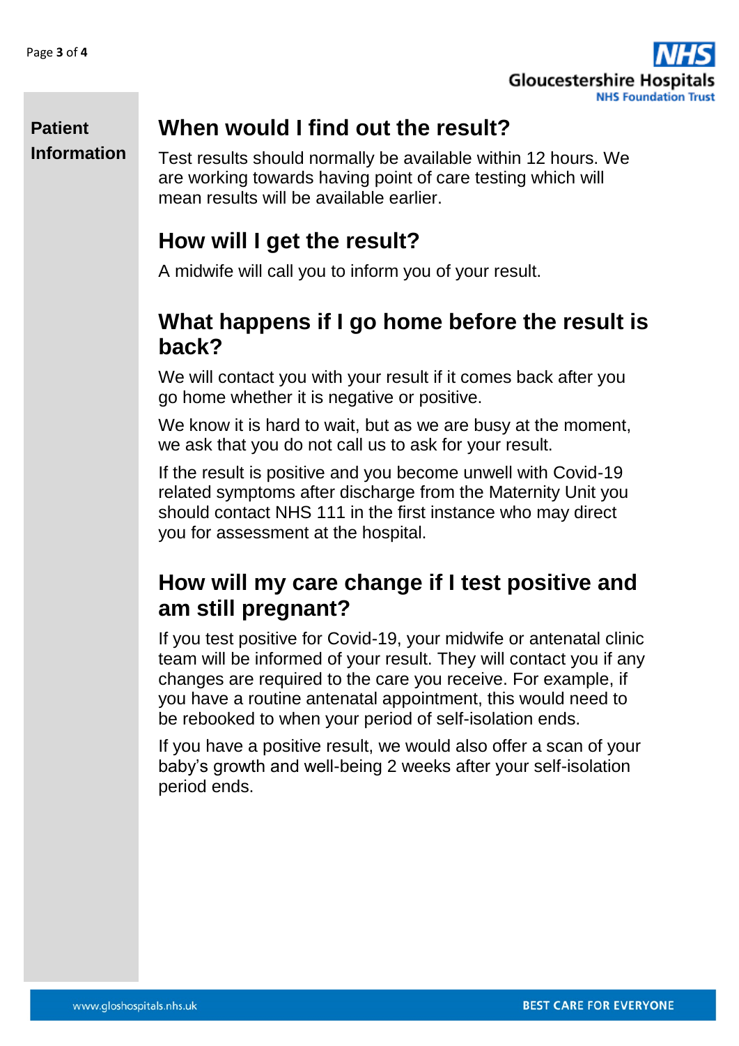## When would I find out the result?

Test results should normally be available within 12 hours. We are working towards having point of care testing which will mean results will be available earlier.

## How will I get the result?

A midwife will call you to inform you of your result.

## What happens if I go home before the result is back?

We will contact you with your result if it comes back after you go home whether it is negative or positive.

We know it is hard to wait, but as we are busy at the moment, we ask that you do not call us to ask for your result.

If the result is positive and you become unwell with Covid-19 related symptoms after discharge from the Maternity Unit you should contact NHS 111 in the first instance who may direct you for assessment at the hospital.

## How will my care change if I test positive and am still pregnant?

If you test positive for Covid-19, your midwife or antenatal clinic team will be informed of your result. They will contact you if any changes are required to the care you receive. For example, if you have a routine antenatal appointment, this would need to be rebooked to when your period of self-isolation ends.

If you have a positive result, we would also offer a scan of your baby's growth and well-being 2 weeks after your self-isolation period ends.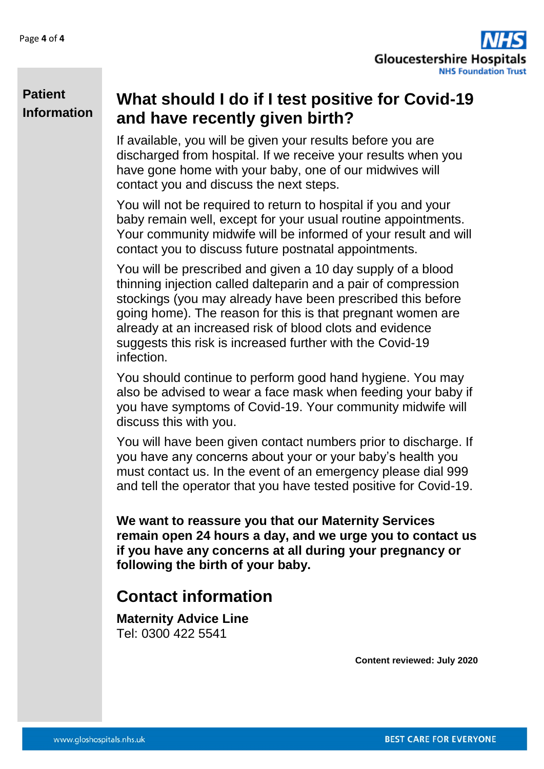**Patient Information**

## What should I do if I test positive for Covid-19 and have recently given birth?

If available, you will be given your results before you are discharged from hospital. If we receive your results when you have gone home with your baby, one of our midwives will contact you and discuss the next steps.

You will not be required to return to hospital if you and your baby remain well, except for your usual routine appointments. Your community midwife will be informed of your result and will contact you to discuss future postnatal appointments.

You will be prescribed and given a 10 day supply of a blood thinning injection called dalteparin and a pair of compression stockings (you may already have been prescribed this before going home). The reason for this is that pregnant women are already at an increased risk of blood clots and evidence suggests this risk is increased further with the Covid-19 infection.

You should continue to perform good hand hygiene. You may also be advised to wear a face mask when feeding your baby if you have symptoms of Covid-19. Your community midwife will discuss this with you.

You will have been given contact numbers prior to discharge. If you have any concerns about your or your baby's health you must contact us. In the event of an emergency please dial 999 and tell the operator that you have tested positive for Covid-19.

**We want to reassure you that our Maternity Services remain open 24 hours a day, and we urge you to contact us if you have any concerns at all during your pregnancy or following the birth of your baby.**

## Contact information

**Maternity Advice Line**
Tel: 0300 422 5541

**Content reviewed: July 2020**